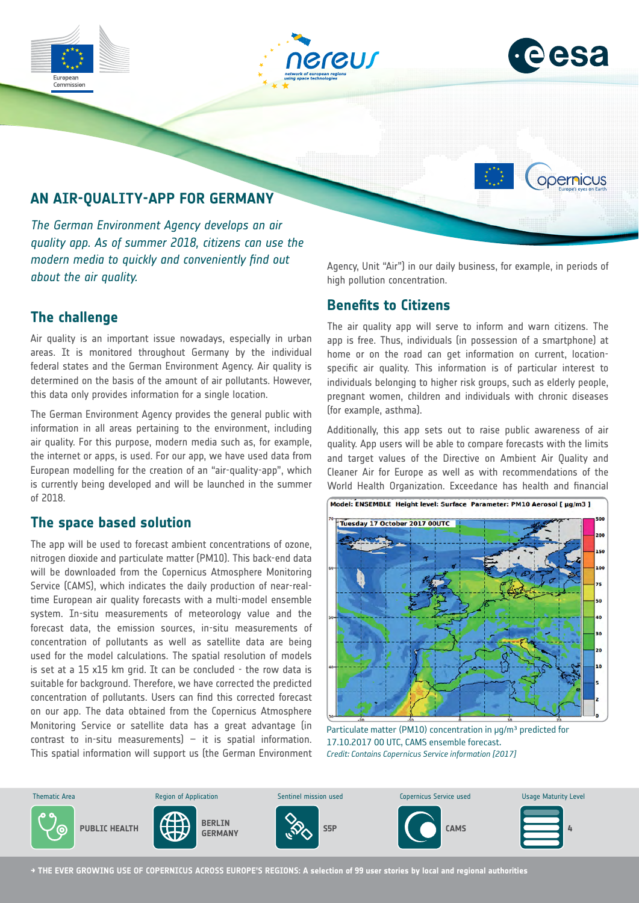# AN AIR-QUALITY-APP FOR GERMANY

*The German Environment Agency develops an air quality app. As of summer 2018, citizens can use the modern media to quickly and conveniently find out about the air quality.*

## The challenge

Air quality is an important issue nowadays, especially in urban areas. It is monitored throughout Germany by the individual federal states and the German Environment Agency. Air quality is determined on the basis of the amount of air pollutants. However, this data only provides information for a single location.

The German Environment Agency provides the general public with information in all areas pertaining to the environment, including air quality. For this purpose, modern media such as, for example, the internet or apps, is used. For our app, we have used data from European modelling for the creation of an "air-quality-app", which is currently being developed and will be launched in the summer of 2018.

## The space based solution

The app will be used to forecast ambient concentrations of ozone, nitrogen dioxide and particulate matter (PM10). This back-end data will be downloaded from the Copernicus Atmosphere Monitoring Service (CAMS), which indicates the daily production of near-real-time European air quality forecasts with a multi-model ensemble system. In-situ measurements of meteorology value and the forecast data, the emission sources, in-situ measurements of concentration of pollutants as well as satellite data are being used for the model calculations. The spatial resolution of models is set at a 15 x15 km grid. It can be concluded - the row data is suitable for background. Therefore, we have corrected the predicted concentration of pollutants. Users can find this corrected forecast on our app. The data obtained from the Copernicus Atmosphere Monitoring Service or satellite data has a great advantage (in contrast to in-situ measurements) – it is spatial information. This spatial information will support us (the German Environment Agency, Unit "Air") in our daily business, for example, in periods of high pollution concentration.

## Benefits to Citizens

The air quality app will serve to inform and warn citizens. The app is free. Thus, individuals (in possession of a smartphone) at home or on the road can get information on current, location-specific air quality. This information is of particular interest to individuals belonging to higher risk groups, such as elderly people, pregnant women, children and individuals with chronic diseases (for example, asthma).

Additionally, this app sets out to raise public awareness of air quality. App users will be able to compare forecasts with the limits and target values of the Directive on Ambient Air Quality and Cleaner Air for Europe as well as with recommendations of the World Health Organization. Exceedance has health and financial

Particulate matter (PM10) concentration in µg/m³ predicted for 17.10.2017 00 UTC, CAMS ensemble forecast.
*Credit: Contains Copernicus Service information [2017]*

| Thematic Area | Region of Application | Sentinel mission used | Copernicus Service used | Usage Maturity Level |
| --- | --- | --- | --- | --- |
| PUBLIC HEALTH | BERLIN GERMANY | S5P | CAMS | 4 |

→ THE EVER GROWING USE OF COPERNICUS ACROSS EUROPE'S REGIONS: A selection of 99 user stories by local and regional authorities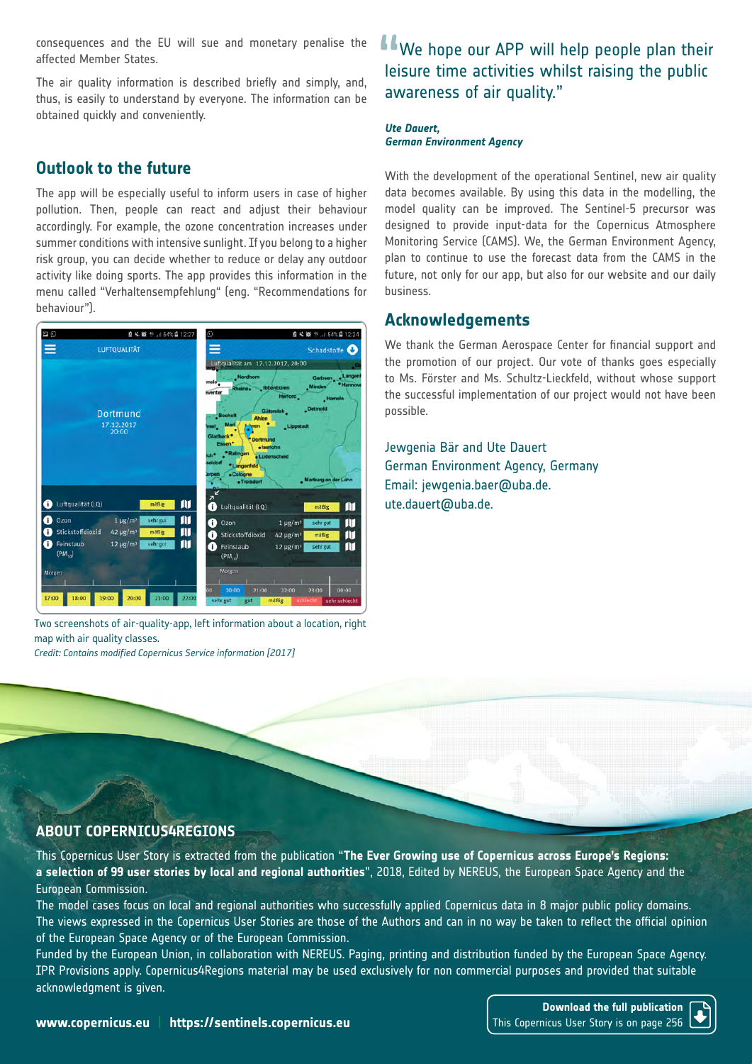consequences and the EU will sue and monetary penalise the affected Member States.

The air quality information is described briefly and simply, and, thus, is easily to understand by everyone. The information can be obtained quickly and conveniently.

## Outlook to the future

The app will be especially useful to inform users in case of higher pollution. Then, people can react and adjust their behaviour accordingly. For example, the ozone concentration increases under summer conditions with intensive sunlight. If you belong to a higher risk group, you can decide whether to reduce or delay any outdoor activity like doing sports. The app provides this information in the menu called "Verhaltensempfehlung" (eng. "Recommendations for behaviour").

Two screenshots of air-quality-app, left information about a location, right map with air quality classes.

*Credit: Contains modified Copernicus Service information [2017]*

"We hope our APP will help people plan their leisure time activities whilst raising the public awareness of air quality."

***Ute Dauert, German Environment Agency***

With the development of the operational Sentinel, new air quality data becomes available. By using this data in the modelling, the model quality can be improved. The Sentinel-5 precursor was designed to provide input-data for the Copernicus Atmosphere Monitoring Service (CAMS). We, the German Environment Agency, plan to continue to use the forecast data from the CAMS in the future, not only for our app, but also for our website and our daily business.

## Acknowledgements

We thank the German Aerospace Center for financial support and the promotion of our project. Our vote of thanks goes especially to Ms. Förster and Ms. Schultz-Lieckfeld, without whose support the successful implementation of our project would not have been possible.

Jewgenia Bär and Ute Dauert
German Environment Agency, Germany
Email: jewgenia.baer@uba.de.
ute.dauert@uba.de.

## ABOUT COPERNICUS4REGIONS

This Copernicus User Story is extracted from the publication "**The Ever Growing use of Copernicus across Europe's Regions: a selection of 99 user stories by local and regional authorities**", 2018, Edited by NEREUS, the European Space Agency and the European Commission.

The model cases focus on local and regional authorities who successfully applied Copernicus data in 8 major public policy domains. The views expressed in the Copernicus User Stories are those of the Authors and can in no way be taken to reflect the official opinion of the European Space Agency or of the European Commission.

Funded by the European Union, in collaboration with NEREUS. Paging, printing and distribution funded by the European Space Agency. IPR Provisions apply. Copernicus4Regions material may be used exclusively for non commercial purposes and provided that suitable acknowledgment is given.

**www.copernicus.eu** | **https://sentinels.copernicus.eu**

**Download the full publication**
This Copernicus User Story is on page 256